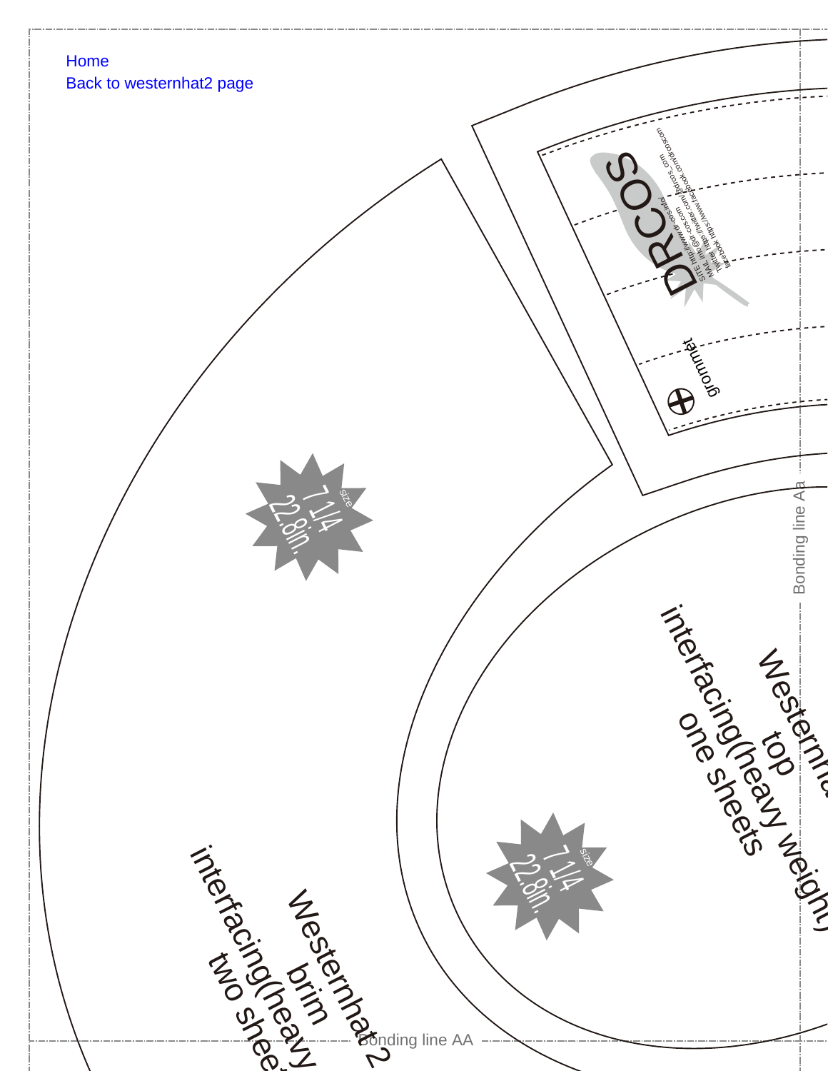Home
Back to westernhat2 page

DRCOS

SITE http://www.dr-cos.info/
MAIL info@dr-cos.com
Twitter https://twitter.com/drcos_com
Facebook https://www.facebook.com/drcoscom

grommet

size
7 1/4
22.8in.

Bonding line Aa

Westernhat2
top
interfacing(heavy weight)
one sheets

size
7 1/4
22.8in.

Westernhat2
brim
interfacing(heavy
two sheets

Bonding line AA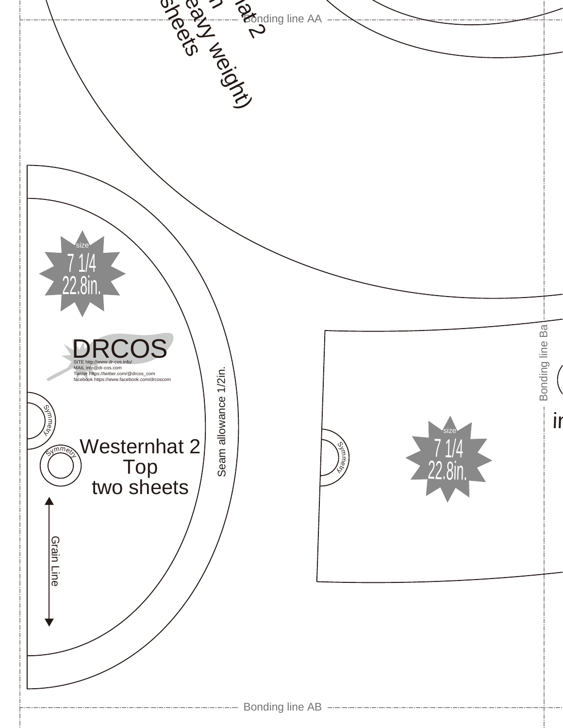Bonding line AA

...hat 2
...n
...eavy weight)
...sheets

size
7 1/4
22.8in.

DRCOS

SITE http://www.dr-cos.info/
MAIL info@dr-cos.com
Twitter https://twitter.com/@drcos_com
facebook https://www.facebook.com/drcoscom

Symmetry

Symmetry

Westernhat 2
Top
two sheets

Seam allowance 1/2in.

Grain Line

Symmetry

size
7 1/4
22.8in.

Bonding line Ba

in

Bonding line AB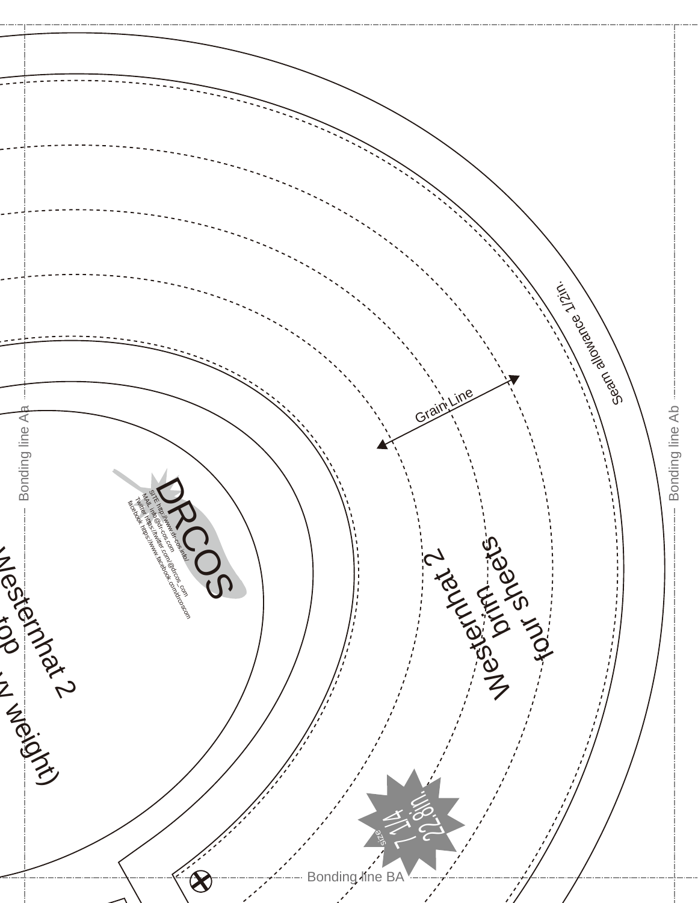Bonding line Aa

Bonding line Ab

Seam allowance 1/2in.

Grain Line

DRCOS

SITE: http://www.drcos.info/
MAIL: info@dr-cos.com
Twitter: https://twitter.com/@drcos_com
facebook: https://www.facebook.com/drcos.com

Westernhat 2
top
(w weight)

Westernhat 2
brim
four sheets

size
7 1/4
22.8in.

Bonding line BA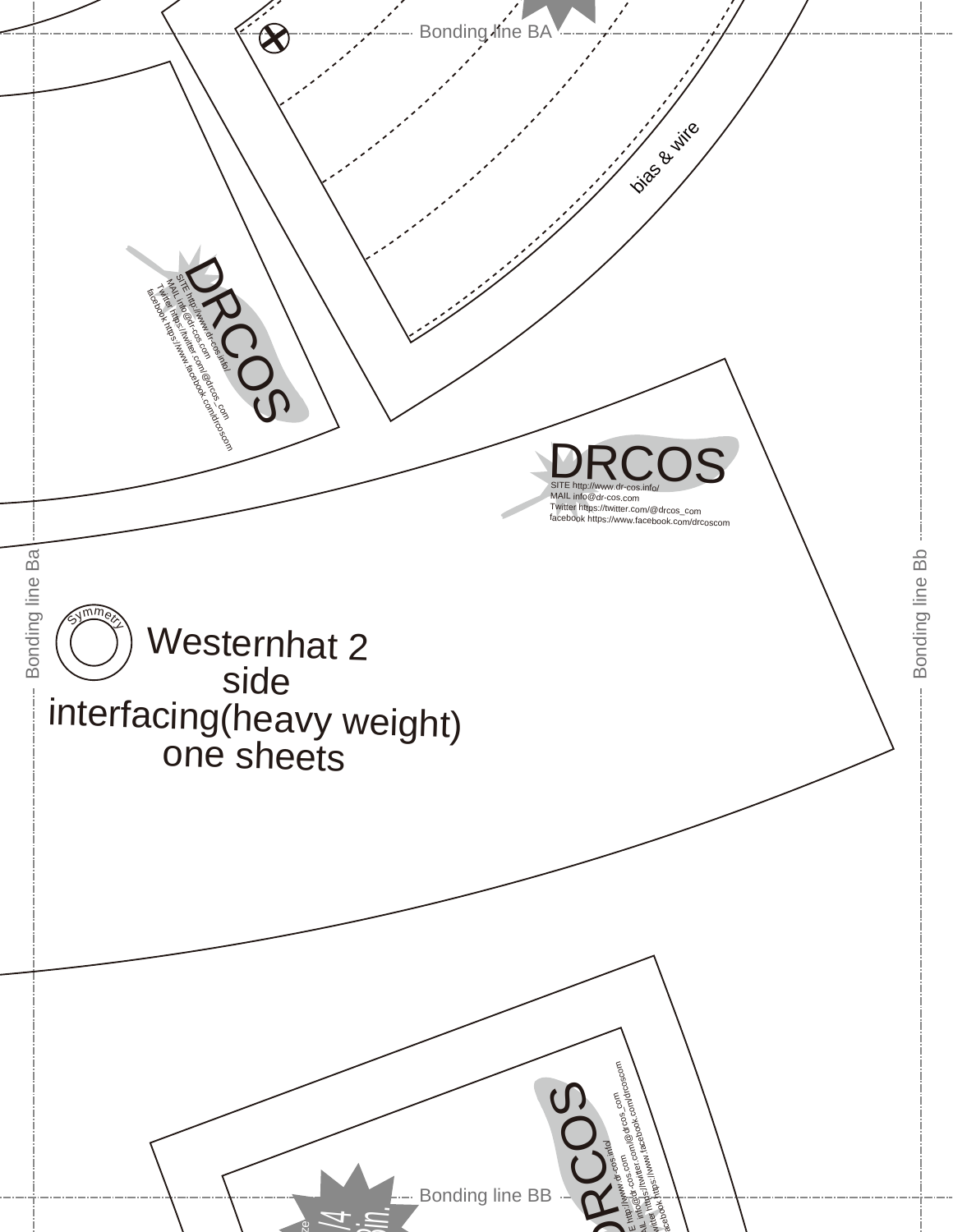Bonding line BA

bias & wire

DRCOS
SITE http://www.dr-cos.info/
MAIL info@dr-cos.com
Twitter https://twitter.com/@drcos_com
facebook https://www.facebook.com/drcoscom

DRCOS
SITE http://www.dr-cos.info/
MAIL info@dr-cos.com
Twitter https://twitter.com/@drcos_com
facebook https://www.facebook.com/drcoscom

Bonding line Ba

Symmetry

Westernhat 2
side
interfacing(heavy weight)
one sheets

Bonding line Bb

DRCOS
SITE http://www.dr-cos.info/
MAIL info@dr-cos.com
Twitter https://twitter.com/@drcos_com
facebook https://www.facebook.com/drcoscom

Bonding line BB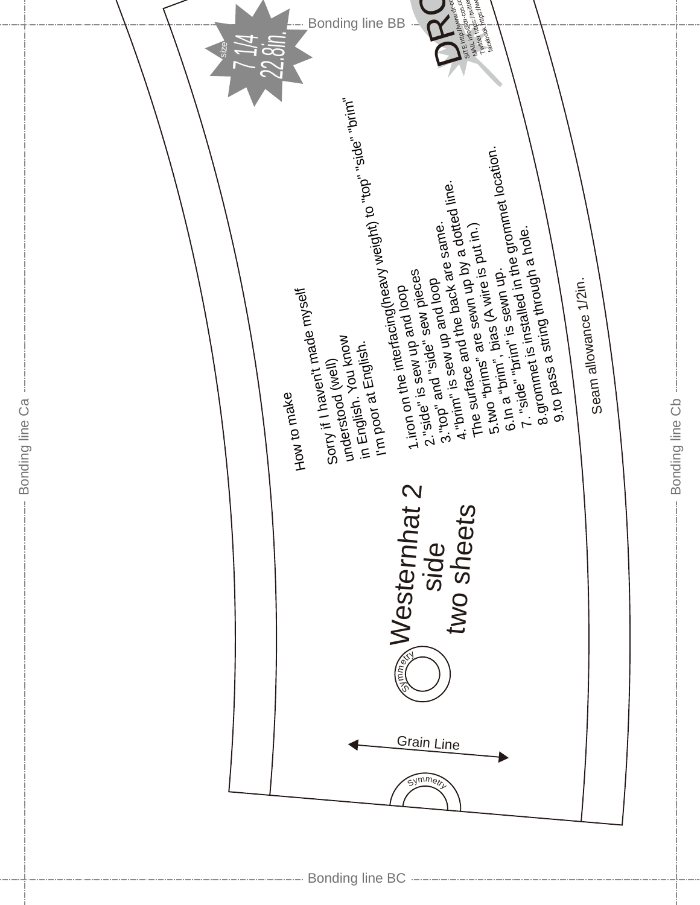Bonding line BB

size 7 1/4 22.8in.

DRO
SITE http://www.dr-co...
MAIL info@dr-cos.co...
Twitter https://twitte...
facebook https://ww...

How to make

Sorry if I haven't made myself understood (well) in English. You know I'm poor at English.

1.iron on the interfacing(heavy weight) to "top" "side" "brim"
2."side" is sew up and loop
3."top" and "side" sew pieces
3."top" is sew up and loop
4."brim" is sew up and the back are same.
The surface and the back are sewn up by a dotted line.
5.two "brims" are sewn up by a dotted line. bias (A wire is put in.)
6.In a "brim", "brim" is sewn up.
7. "side" "brim" is installed in the grommet location.
8.grommet is installed in the grommet location.
9.to pass a string through a hole.

Seam allowance 1/2in.

# Westernhat 2 side two sheets

Symmetry

Grain Line

Symmetry

Bonding line Ca

Bonding line Cb

Bonding line BC